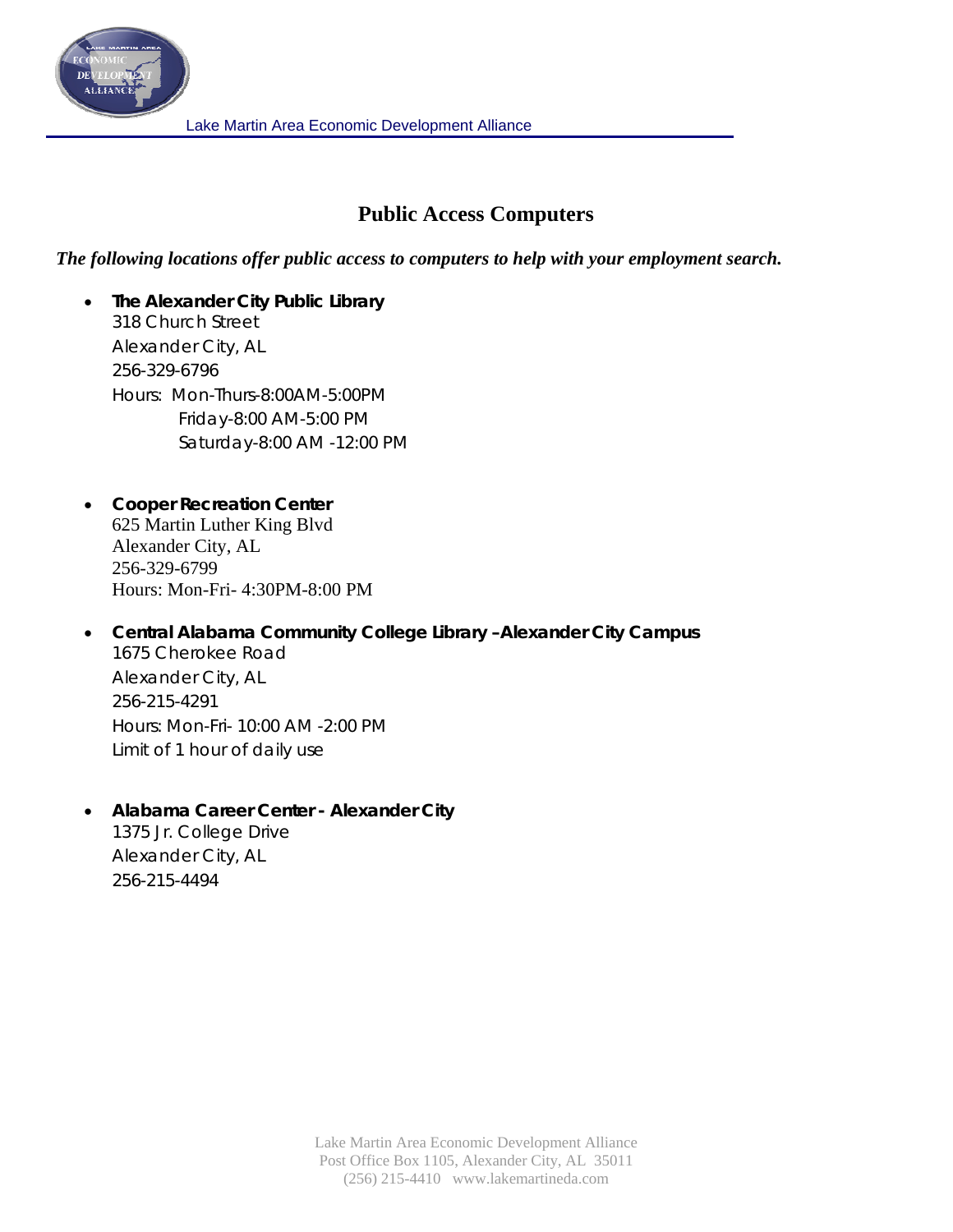Lake Martin Area Economic Development Alliance

# Public Access Computers

***The following locations offer public access to computers to help with your employment search.***

- **The Alexander City Public Library**
  318 Church Street
  Alexander City, AL
  256-329-6796
  Hours: Mon-Thurs-8:00AM-5:00PM
  Friday-8:00 AM-5:00 PM
  Saturday-8:00 AM -12:00 PM

- **Cooper Recreation Center**
  625 Martin Luther King Blvd
  Alexander City, AL
  256-329-6799
  Hours: Mon-Fri- 4:30PM-8:00 PM

- **Central Alabama Community College Library –Alexander City Campus**
  1675 Cherokee Road
  Alexander City, AL
  256-215-4291
  Hours: Mon-Fri- 10:00 AM -2:00 PM
  Limit of 1 hour of daily use

- **Alabama Career Center - Alexander City**
  1375 Jr. College Drive
  Alexander City, AL
  256-215-4494

Lake Martin Area Economic Development Alliance
Post Office Box 1105, Alexander City, AL 35011
(256) 215-4410 www.lakemartineda.com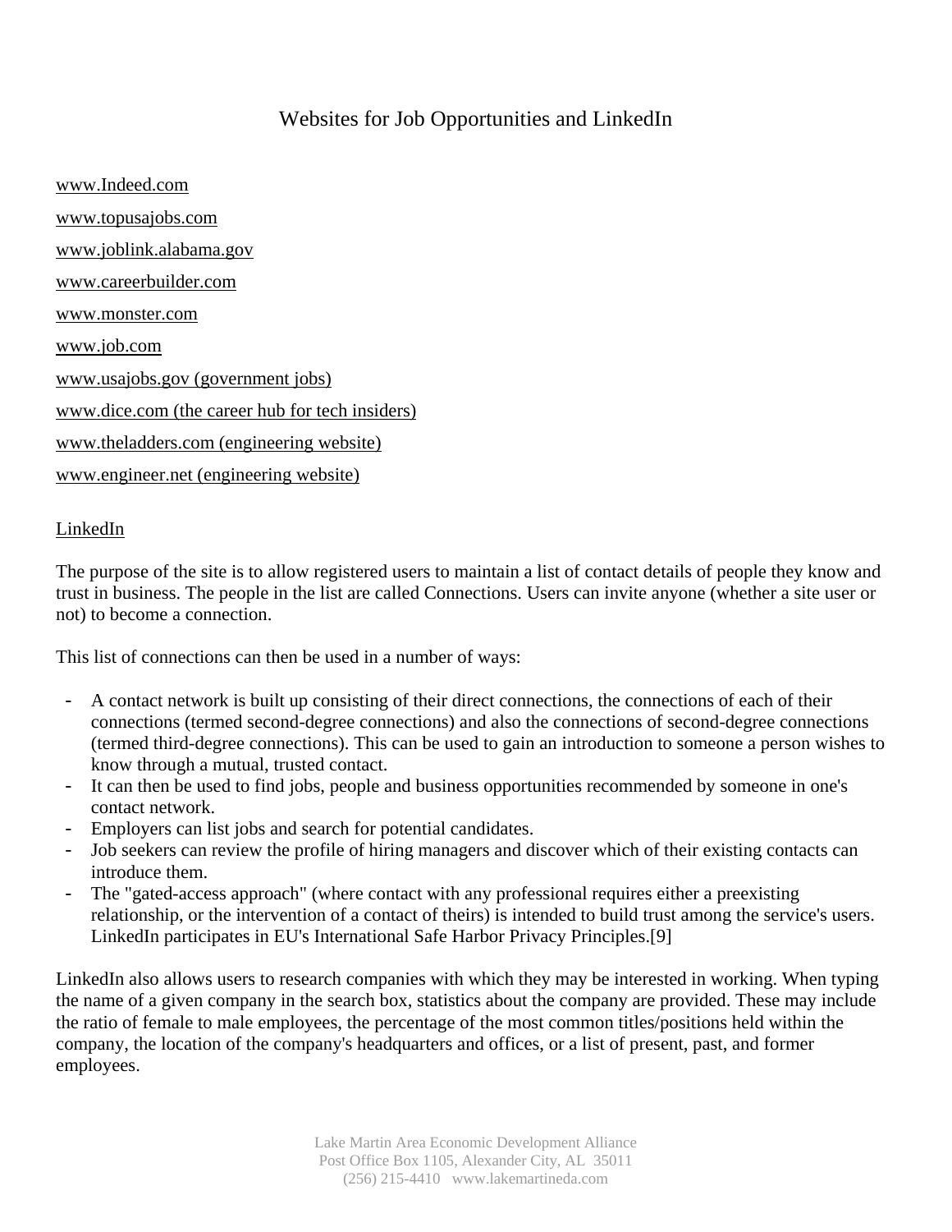# Websites for Job Opportunities and LinkedIn

www.Indeed.com

www.topusajobs.com

www.joblink.alabama.gov

www.careerbuilder.com

www.monster.com

www.job.com

www.usajobs.gov (government jobs)

www.dice.com (the career hub for tech insiders)

www.theladders.com (engineering website)

www.engineer.net (engineering website)

## LinkedIn

The purpose of the site is to allow registered users to maintain a list of contact details of people they know and trust in business. The people in the list are called Connections. Users can invite anyone (whether a site user or not) to become a connection.

This list of connections can then be used in a number of ways:

- A contact network is built up consisting of their direct connections, the connections of each of their connections (termed second-degree connections) and also the connections of second-degree connections (termed third-degree connections). This can be used to gain an introduction to someone a person wishes to know through a mutual, trusted contact.
- It can then be used to find jobs, people and business opportunities recommended by someone in one's contact network.
- Employers can list jobs and search for potential candidates.
- Job seekers can review the profile of hiring managers and discover which of their existing contacts can introduce them.
- The "gated-access approach" (where contact with any professional requires either a preexisting relationship, or the intervention of a contact of theirs) is intended to build trust among the service's users. LinkedIn participates in EU's International Safe Harbor Privacy Principles.[9]

LinkedIn also allows users to research companies with which they may be interested in working. When typing the name of a given company in the search box, statistics about the company are provided. These may include the ratio of female to male employees, the percentage of the most common titles/positions held within the company, the location of the company's headquarters and offices, or a list of present, past, and former employees.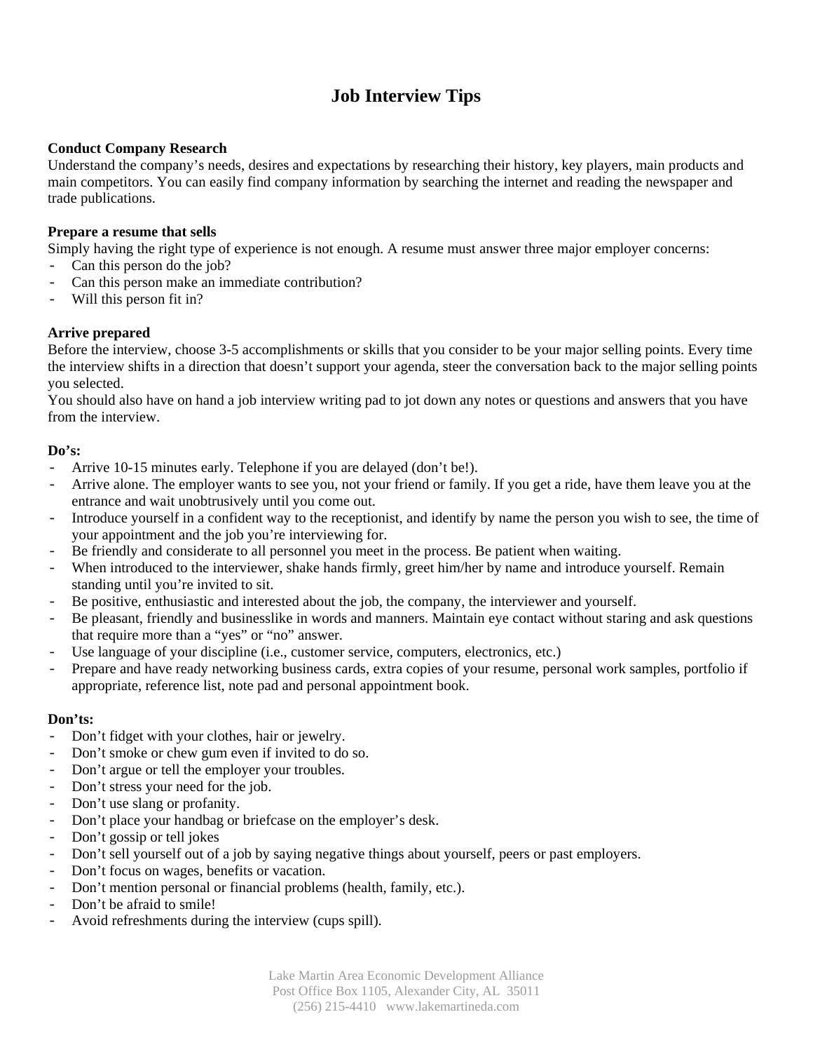# Job Interview Tips

**Conduct Company Research**

Understand the company's needs, desires and expectations by researching their history, key players, main products and main competitors. You can easily find company information by searching the internet and reading the newspaper and trade publications.

**Prepare a resume that sells**

Simply having the right type of experience is not enough. A resume must answer three major employer concerns:

- Can this person do the job?
- Can this person make an immediate contribution?
- Will this person fit in?

**Arrive prepared**

Before the interview, choose 3-5 accomplishments or skills that you consider to be your major selling points. Every time the interview shifts in a direction that doesn't support your agenda, steer the conversation back to the major selling points you selected.

You should also have on hand a job interview writing pad to jot down any notes or questions and answers that you have from the interview.

**Do's:**

- Arrive 10-15 minutes early. Telephone if you are delayed (don't be!).
- Arrive alone. The employer wants to see you, not your friend or family. If you get a ride, have them leave you at the entrance and wait unobtrusively until you come out.
- Introduce yourself in a confident way to the receptionist, and identify by name the person you wish to see, the time of your appointment and the job you're interviewing for.
- Be friendly and considerate to all personnel you meet in the process. Be patient when waiting.
- When introduced to the interviewer, shake hands firmly, greet him/her by name and introduce yourself. Remain standing until you're invited to sit.
- Be positive, enthusiastic and interested about the job, the company, the interviewer and yourself.
- Be pleasant, friendly and businesslike in words and manners. Maintain eye contact without staring and ask questions that require more than a "yes" or "no" answer.
- Use language of your discipline (i.e., customer service, computers, electronics, etc.)
- Prepare and have ready networking business cards, extra copies of your resume, personal work samples, portfolio if appropriate, reference list, note pad and personal appointment book.

**Don'ts:**

- Don't fidget with your clothes, hair or jewelry.
- Don't smoke or chew gum even if invited to do so.
- Don't argue or tell the employer your troubles.
- Don't stress your need for the job.
- Don't use slang or profanity.
- Don't place your handbag or briefcase on the employer's desk.
- Don't gossip or tell jokes
- Don't sell yourself out of a job by saying negative things about yourself, peers or past employers.
- Don't focus on wages, benefits or vacation.
- Don't mention personal or financial problems (health, family, etc.).
- Don't be afraid to smile!
- Avoid refreshments during the interview (cups spill).

Lake Martin Area Economic Development Alliance
Post Office Box 1105, Alexander City, AL 35011
(256) 215-4410 www.lakemartineda.com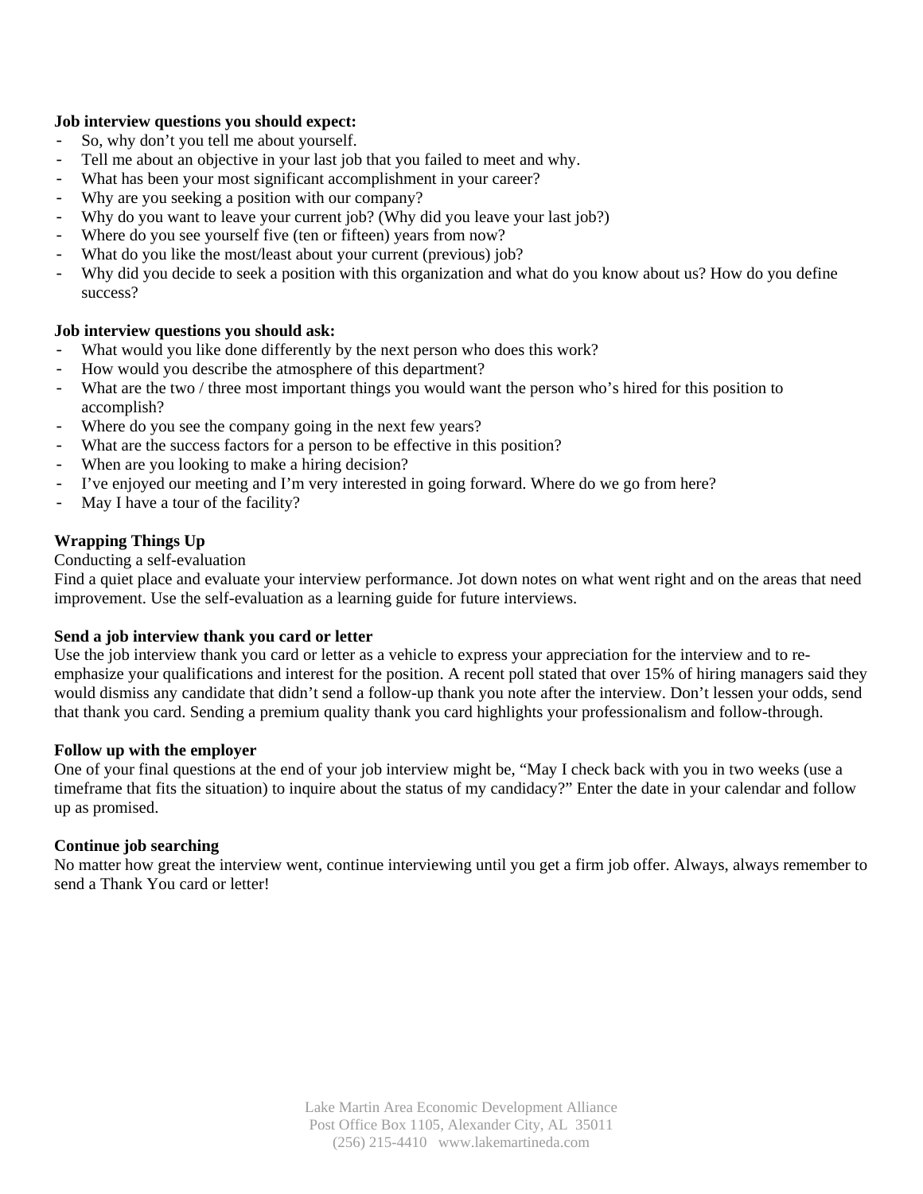**Job interview questions you should expect:**

- So, why don't you tell me about yourself.
- Tell me about an objective in your last job that you failed to meet and why.
- What has been your most significant accomplishment in your career?
- Why are you seeking a position with our company?
- Why do you want to leave your current job? (Why did you leave your last job?)
- Where do you see yourself five (ten or fifteen) years from now?
- What do you like the most/least about your current (previous) job?
- Why did you decide to seek a position with this organization and what do you know about us? How do you define success?

**Job interview questions you should ask:**

- What would you like done differently by the next person who does this work?
- How would you describe the atmosphere of this department?
- What are the two / three most important things you would want the person who's hired for this position to accomplish?
- Where do you see the company going in the next few years?
- What are the success factors for a person to be effective in this position?
- When are you looking to make a hiring decision?
- I've enjoyed our meeting and I'm very interested in going forward. Where do we go from here?
- May I have a tour of the facility?

**Wrapping Things Up**

Conducting a self-evaluation

Find a quiet place and evaluate your interview performance. Jot down notes on what went right and on the areas that need improvement. Use the self-evaluation as a learning guide for future interviews.

**Send a job interview thank you card or letter**

Use the job interview thank you card or letter as a vehicle to express your appreciation for the interview and to re-emphasize your qualifications and interest for the position. A recent poll stated that over 15% of hiring managers said they would dismiss any candidate that didn't send a follow-up thank you note after the interview. Don't lessen your odds, send that thank you card. Sending a premium quality thank you card highlights your professionalism and follow-through.

**Follow up with the employer**

One of your final questions at the end of your job interview might be, "May I check back with you in two weeks (use a timeframe that fits the situation) to inquire about the status of my candidacy?" Enter the date in your calendar and follow up as promised.

**Continue job searching**

No matter how great the interview went, continue interviewing until you get a firm job offer. Always, always remember to send a Thank You card or letter!